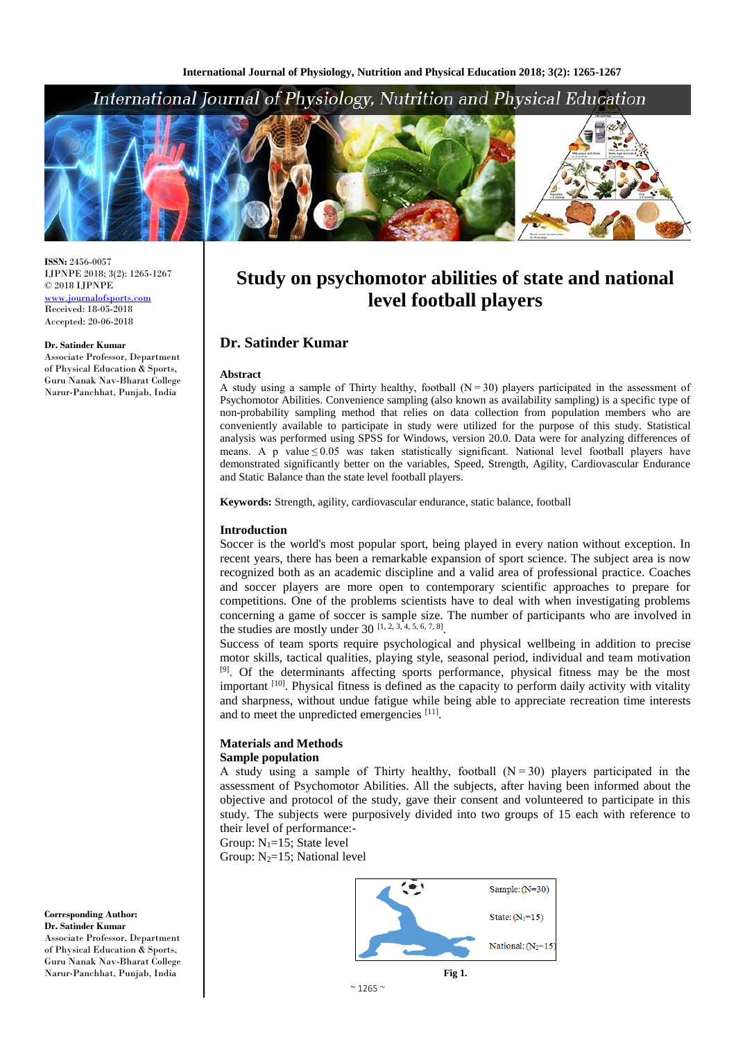**ISSN:** 2456-0057
IJPNPE 2018; 3(2): 1265-1267
© 2018 IJPNPE
www.journalofsports.com
Received: 18-05-2018
Accepted: 20-06-2018

**Dr. Satinder Kumar**
Associate Professor, Department of Physical Education & Sports, Guru Nanak Nav-Bharat College Narur-Panchhat, Punjab, India

# Study on psychomotor abilities of state and national level football players

## Dr. Satinder Kumar

### Abstract

A study using a sample of Thirty healthy, football (N = 30) players participated in the assessment of Psychomotor Abilities. Convenience sampling (also known as availability sampling) is a specific type of non-probability sampling method that relies on data collection from population members who are conveniently available to participate in study were utilized for the purpose of this study. Statistical analysis was performed using SPSS for Windows, version 20.0. Data were for analyzing differences of means. A p value ≤ 0.05 was taken statistically significant. National level football players have demonstrated significantly better on the variables, Speed, Strength, Agility, Cardiovascular Endurance and Static Balance than the state level football players.

**Keywords:** Strength, agility, cardiovascular endurance, static balance, football

### Introduction

Soccer is the world's most popular sport, being played in every nation without exception. In recent years, there has been a remarkable expansion of sport science. The subject area is now recognized both as an academic discipline and a valid area of professional practice. Coaches and soccer players are more open to contemporary scientific approaches to prepare for competitions. One of the problems scientists have to deal with when investigating problems concerning a game of soccer is sample size. The number of participants who are involved in the studies are mostly under 30 [1, 2, 3, 4, 5, 6, 7, 8].

Success of team sports require psychological and physical wellbeing in addition to precise motor skills, tactical qualities, playing style, seasonal period, individual and team motivation [9]. Of the determinants affecting sports performance, physical fitness may be the most important [10]. Physical fitness is defined as the capacity to perform daily activity with vitality and sharpness, without undue fatigue while being able to appreciate recreation time interests and to meet the unpredicted emergencies [11].

### Materials and Methods

**Sample population**

A study using a sample of Thirty healthy, football (N = 30) players participated in the assessment of Psychomotor Abilities. All the subjects, after having been informed about the objective and protocol of the study, gave their consent and volunteered to participate in this study. The subjects were purposively divided into two groups of 15 each with reference to their level of performance:-

Group: $N_1$=15; State level
Group: $N_2$=15; National level

Sample: (N=30)
State: ($N_1$=15)
National: ($N_2$=15)

**Fig 1.**

**Corresponding Author:**
**Dr. Satinder Kumar**
Associate Professor, Department of Physical Education & Sports, Guru Nanak Nav-Bharat College Narur-Panchhat, Punjab, India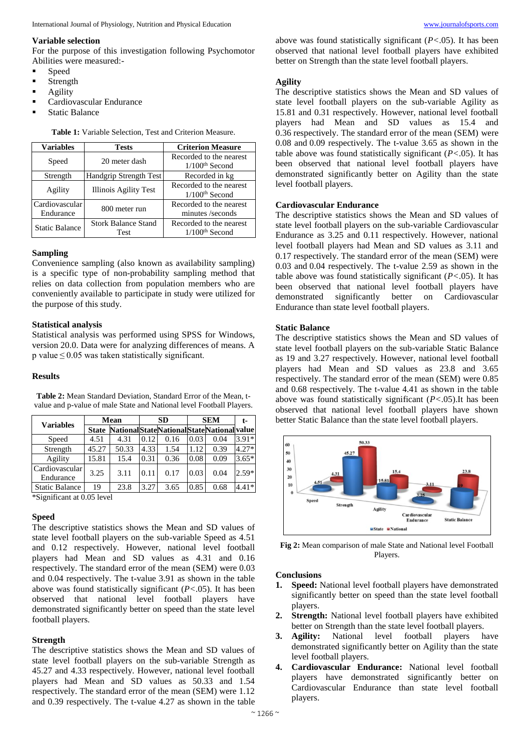### Variable selection

For the purpose of this investigation following Psychomotor Abilities were measured:-

- Speed
- Strength
- Agility
- Cardiovascular Endurance
- Static Balance

**Table 1:** Variable Selection, Test and Criterion Measure.

| Variables | Tests | Criterion Measure |
|---|---|---|
| Speed | 20 meter dash | Recorded to the nearest 1/100th Second |
| Strength | Handgrip Strength Test | Recorded in kg |
| Agility | Illinois Agility Test | Recorded to the nearest 1/100th Second |
| Cardiovascular Endurance | 800 meter run | Recorded to the nearest minutes /seconds |
| Static Balance | Stork Balance Stand Test | Recorded to the nearest 1/100th Second |

### Sampling

Convenience sampling (also known as availability sampling) is a specific type of non-probability sampling method that relies on data collection from population members who are conveniently available to participate in study were utilized for the purpose of this study.

### Statistical analysis

Statistical analysis was performed using SPSS for Windows, version 20.0. Data were for analyzing differences of means. A p value $\leq 0.05$ was taken statistically significant.

### Results

**Table 2:** Mean Standard Deviation, Standard Error of the Mean, t-value and p-value of male State and National level Football Players.

| Variables | Mean | | SD | | SEM | | t-value |
|---|---|---|---|---|---|---|---|
| | State | National | State | National | State | National | |
| Speed | 4.51 | 4.31 | 0.12 | 0.16 | 0.03 | 0.04 | 3.91* |
| Strength | 45.27 | 50.33 | 4.33 | 1.54 | 1.12 | 0.39 | 4.27* |
| Agility | 15.81 | 15.4 | 0.31 | 0.36 | 0.08 | 0.09 | 3.65* |
| Cardiovascular Endurance | 3.25 | 3.11 | 0.11 | 0.17 | 0.03 | 0.04 | 2.59* |
| Static Balance | 19 | 23.8 | 3.27 | 3.65 | 0.85 | 0.68 | 4.41* |

*Significant at 0.05 level

### Speed

The descriptive statistics shows the Mean and SD values of state level football players on the sub-variable Speed as 4.51 and 0.12 respectively. However, national level football players had Mean and SD values as 4.31 and 0.16 respectively. The standard error of the mean (SEM) were 0.03 and 0.04 respectively. The t-value 3.91 as shown in the table above was found statistically significant ($P<.05$). It has been observed that national level football players have demonstrated significantly better on speed than the state level football players.

### Strength

The descriptive statistics shows the Mean and SD values of state level football players on the sub-variable Strength as 45.27 and 4.33 respectively. However, national level football players had Mean and SD values as 50.33 and 1.54 respectively. The standard error of the mean (SEM) were 1.12 and 0.39 respectively. The t-value 4.27 as shown in the table above was found statistically significant ($P<.05$). It has been observed that national level football players have exhibited better on Strength than the state level football players.

### Agility

The descriptive statistics shows the Mean and SD values of state level football players on the sub-variable Agility as 15.81 and 0.31 respectively. However, national level football players had Mean and SD values as 15.4 and 0.36 respectively. The standard error of the mean (SEM) were 0.08 and 0.09 respectively. The t-value 3.65 as shown in the table above was found statistically significant ($P<.05$). It has been observed that national level football players have demonstrated significantly better on Agility than the state level football players.

### Cardiovascular Endurance

The descriptive statistics shows the Mean and SD values of state level football players on the sub-variable Cardiovascular Endurance as 3.25 and 0.11 respectively. However, national level football players had Mean and SD values as 3.11 and 0.17 respectively. The standard error of the mean (SEM) were 0.03 and 0.04 respectively. The t-value 2.59 as shown in the table above was found statistically significant ($P<.05$). It has been observed that national level football players have demonstrated significantly better on Cardiovascular Endurance than state level football players.

### Static Balance

The descriptive statistics shows the Mean and SD values of state level football players on the sub-variable Static Balance as 19 and 3.27 respectively. However, national level football players had Mean and SD values as 23.8 and 3.65 respectively. The standard error of the mean (SEM) were 0.85 and 0.68 respectively. The t-value 4.41 as shown in the table above was found statistically significant ($P<.05$).It has been observed that national level football players have shown better Static Balance than the state level football players.

**Fig 2:** Mean comparison of male State and National level Football Players.

### Conclusions

1. **Speed:** National level football players have demonstrated significantly better on speed than the state level football players.
2. **Strength:** National level football players have exhibited better on Strength than the state level football players.
3. **Agility:** National level football players have demonstrated significantly better on Agility than the state level football players.
4. **Cardiovascular Endurance:** National level football players have demonstrated significantly better on Cardiovascular Endurance than state level football players.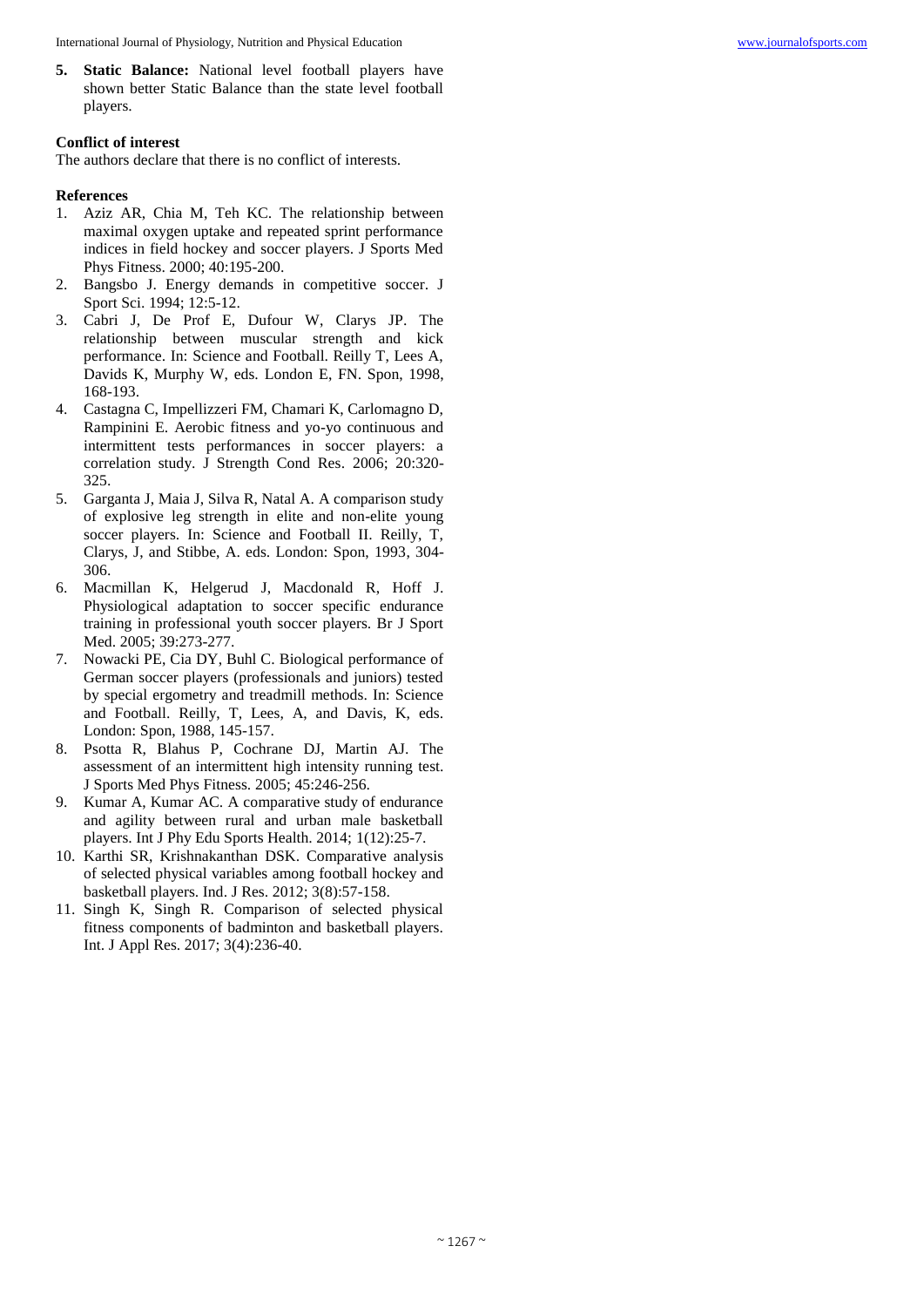5. **Static Balance:** National level football players have shown better Static Balance than the state level football players.

### Conflict of interest

The authors declare that there is no conflict of interests.

### References

1. Aziz AR, Chia M, Teh KC. The relationship between maximal oxygen uptake and repeated sprint performance indices in field hockey and soccer players. J Sports Med Phys Fitness. 2000; 40:195-200.
2. Bangsbo J. Energy demands in competitive soccer. J Sport Sci. 1994; 12:5-12.
3. Cabri J, De Prof E, Dufour W, Clarys JP. The relationship between muscular strength and kick performance. In: Science and Football. Reilly T, Lees A, Davids K, Murphy W, eds. London E, FN. Spon, 1998, 168-193.
4. Castagna C, Impellizzeri FM, Chamari K, Carlomagno D, Rampinini E. Aerobic fitness and yo-yo continuous and intermittent tests performances in soccer players: a correlation study. J Strength Cond Res. 2006; 20:320-325.
5. Garganta J, Maia J, Silva R, Natal A. A comparison study of explosive leg strength in elite and non-elite young soccer players. In: Science and Football II. Reilly, T, Clarys, J, and Stibbe, A. eds. London: Spon, 1993, 304-306.
6. Macmillan K, Helgerud J, Macdonald R, Hoff J. Physiological adaptation to soccer specific endurance training in professional youth soccer players. Br J Sport Med. 2005; 39:273-277.
7. Nowacki PE, Cia DY, Buhl C. Biological performance of German soccer players (professionals and juniors) tested by special ergometry and treadmill methods. In: Science and Football. Reilly, T, Lees, A, and Davis, K, eds. London: Spon, 1988, 145-157.
8. Psotta R, Blahus P, Cochrane DJ, Martin AJ. The assessment of an intermittent high intensity running test. J Sports Med Phys Fitness. 2005; 45:246-256.
9. Kumar A, Kumar AC. A comparative study of endurance and agility between rural and urban male basketball players. Int J Phy Edu Sports Health. 2014; 1(12):25-7.
10. Karthi SR, Krishnakanthan DSK. Comparative analysis of selected physical variables among football hockey and basketball players. Ind. J Res. 2012; 3(8):57-158.
11. Singh K, Singh R. Comparison of selected physical fitness components of badminton and basketball players. Int. J Appl Res. 2017; 3(4):236-40.